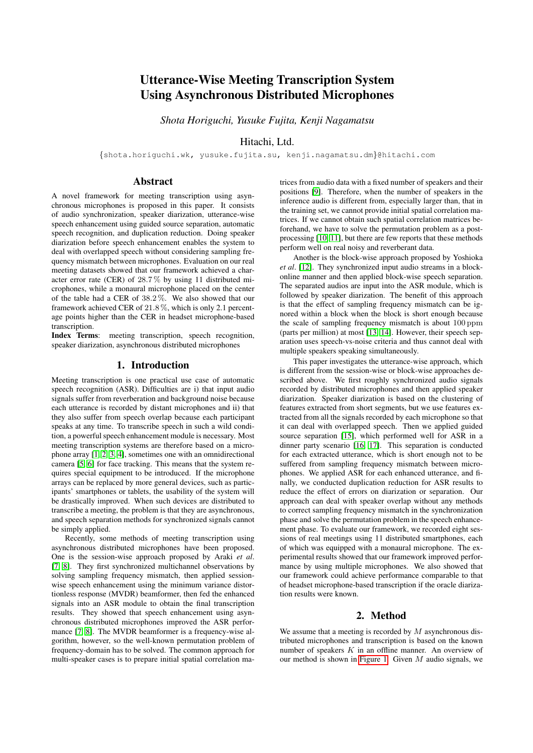# Utterance-Wise Meeting Transcription System Using Asynchronous Distributed Microphones

*Shota Horiguchi, Yusuke Fujita, Kenji Nagamatsu*

Hitachi, Ltd.

{shota.horiguchi.wk, yusuke.fujita.su, kenji.nagamatsu.dm}@hitachi.com

## Abstract

A novel framework for meeting transcription using asynchronous microphones is proposed in this paper. It consists of audio synchronization, speaker diarization, utterance-wise speech enhancement using guided source separation, automatic speech recognition, and duplication reduction. Doing speaker diarization before speech enhancement enables the system to deal with overlapped speech without considering sampling frequency mismatch between microphones. Evaluation on our real meeting datasets showed that our framework achieved a character error rate (CER) of 28.7 % by using 11 distributed microphones, while a monaural microphone placed on the center of the table had a CER of 38.2 %. We also showed that our framework achieved CER of 21.8 %, which is only 2.1 percentage points higher than the CER in headset microphone-based transcription.

**Index Terms**: meeting transcription, speech recognition, speaker diarization, asynchronous distributed microphones

## 1. Introduction

Meeting transcription is one practical use case of automatic speech recognition (ASR). Difficulties are i) that input audio signals suffer from reverberation and background noise because each utterance is recorded by distant microphones and ii) that they also suffer from speech overlap because each participant speaks at any time. To transcribe speech in such a wild condition, a powerful speech enhancement module is necessary. Most meeting transcription systems are therefore based on a microphone array [1, 2, 3, 4], sometimes one with an omnidirectional camera [5, 6] for face tracking. This means that the system requires special equipment to be introduced. If the microphone arrays can be replaced by more general devices, such as participants' smartphones or tablets, the usability of the system will be drastically improved. When such devices are distributed to transcribe a meeting, the problem is that they are asynchronous, and speech separation methods for synchronized signals cannot be simply applied.

Recently, some methods of meeting transcription using asynchronous distributed microphones have been proposed. One is the session-wise approach proposed by Araki *et al.* [7, 8]. They first synchronized multichannel observations by solving sampling frequency mismatch, then applied session-wise speech enhancement using the minimum variance distortionless response (MVDR) beamformer, then fed the enhanced signals into an ASR module to obtain the final transcription results. They showed that speech enhancement using asynchronous distributed microphones improved the ASR performance [7, 8]. The MVDR beamformer is a frequency-wise algorithm, however, so the well-known permutation problem of frequency-domain has to be solved. The common approach for multi-speaker cases is to prepare initial spatial correlation matrices from audio data with a fixed number of speakers and their positions [9]. Therefore, when the number of speakers in the inference audio is different from, especially larger than, that in the training set, we cannot provide initial spatial correlation matrices. If we cannot obtain such spatial correlation matrices beforehand, we have to solve the permutation problem as a post-processing [10, 11], but there are few reports that these methods perform well on real noisy and reverberant data.

Another is the block-wise approach proposed by Yoshioka *et al.* [12]. They synchronized input audio streams in a block-online manner and then applied block-wise speech separation. The separated audios are input into the ASR module, which is followed by speaker diarization. The benefit of this approach is that the effect of sampling frequency mismatch can be ignored within a block when the block is short enough because the scale of sampling frequency mismatch is about 100 ppm (parts per million) at most [13, 14]. However, their speech separation uses speech-vs-noise criteria and thus cannot deal with multiple speakers speaking simultaneously.

This paper investigates the utterance-wise approach, which is different from the session-wise or block-wise approaches described above. We first roughly synchronized audio signals recorded by distributed microphones and then applied speaker diarization. Speaker diarization is based on the clustering of features extracted from short segments, but we use features extracted from all the signals recorded by each microphone so that it can deal with overlapped speech. Then we applied guided source separation [15], which performed well for ASR in a dinner party scenario [16, 17]. This separation is conducted for each extracted utterance, which is short enough not to be suffered from sampling frequency mismatch between microphones. We applied ASR for each enhanced utterance, and finally, we conducted duplication reduction for ASR results to reduce the effect of errors on diarization or separation. Our approach can deal with speaker overlap without any methods to correct sampling frequency mismatch in the synchronization phase and solve the permutation problem in the speech enhancement phase. To evaluate our framework, we recorded eight sessions of real meetings using 11 distributed smartphones, each of which was equipped with a monaural microphone. The experimental results showed that our framework improved performance by using multiple microphones. We also showed that our framework could achieve performance comparable to that of headset microphone-based transcription if the oracle diarization results were known.

## 2. Method

We assume that a meeting is recorded by $M$ asynchronous distributed microphones and transcription is based on the known number of speakers $K$ in an offline manner. An overview of our method is shown in Figure 1. Given $M$ audio signals, we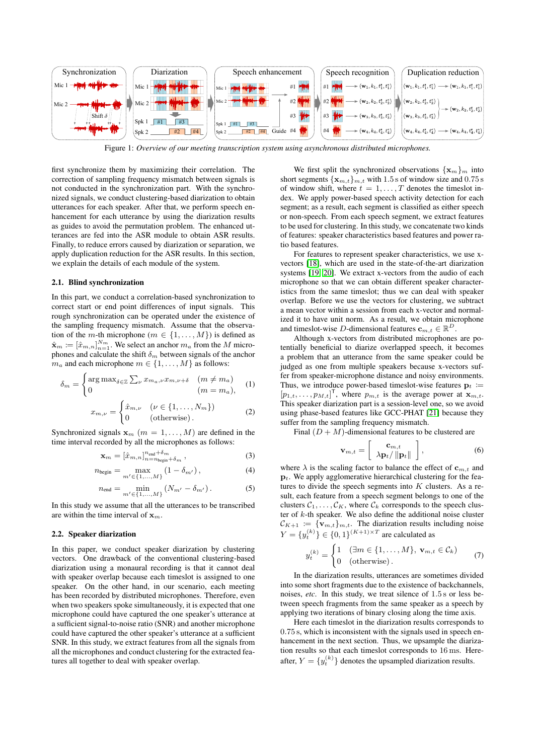Figure 1: *Overview of our meeting transcription system using asynchronous distributed microphones.*

first synchronize them by maximizing their correlation. The correction of sampling frequency mismatch between signals is not conducted in the synchronization part. With the synchronized signals, we conduct clustering-based diarization to obtain utterances for each speaker. After that, we perform speech enhancement for each utterance by using the diarization results as guides to avoid the permutation problem. The enhanced utterances are fed into the ASR module to obtain ASR results. Finally, to reduce errors caused by diarization or separation, we apply duplication reduction for the ASR results. In this section, we explain the details of each module of the system.

### 2.1. Blind synchronization

In this part, we conduct a correlation-based synchronization to correct start or end point differences of input signals. This rough synchronization can be operated under the existence of the sampling frequency mismatch. Assume that the observation of the $m$-th microphone ($m \in \{1, \dots, M\}$) is defined as $\hat{\mathbf{x}}_m := [\hat{x}_{m,n}]_{n=1}^{N_m}$. We select an anchor $m_a$ from the $M$ microphones and calculate the shift $\delta_m$ between signals of the anchor $m_a$ and each microphone $m \in \{1, \dots, M\}$ as follows:

$$\delta_m = \begin{cases} \arg\max_{\delta \in \mathbb{Z}} \sum_\nu x_{m_a,\nu} x_{m,\nu+\delta} & (m \neq m_a) \\ 0 & (m = m_a), \end{cases} \tag{1}$$

$$x_{m,\nu} = \begin{cases} \hat{x}_{m,\nu} & (\nu \in \{1, \dots, N_m\}) \\ 0 & (\text{otherwise}). \end{cases} \tag{2}$$

Synchronized signals $\mathbf{x}_m$ ($m = 1, \dots, M$) are defined in the time interval recorded by all the microphones as follows:

$$\mathbf{x}_m = [\hat{x}_{m,n}]_{n=n_{\text{begin}}+\delta_m}^{n_{\text{end}}+\delta_m}, \tag{3}$$

$$n_{\text{begin}} = \max_{m' \in \{1,\dots,M\}} (1 - \delta_{m'}), \tag{4}$$

$$n_{\text{end}} = \min_{m' \in \{1,\dots,M\}} (N_{m'} - \delta_{m'}). \tag{5}$$

In this study we assume that all the utterances to be transcribed are within the time interval of $\mathbf{x}_m$.

### 2.2. Speaker diarization

In this paper, we conduct speaker diarization by clustering vectors. One drawback of the conventional clustering-based diarization using a monaural recording is that it cannot deal with speaker overlap because each timeslot is assigned to one speaker. On the other hand, in our scenario, each meeting has been recorded by distributed microphones. Therefore, even when two speakers spoke simultaneously, it is expected that one microphone could have captured the one speaker's utterance at a sufficient signal-to-noise ratio (SNR) and another microphone could have captured the other speaker's utterance at a sufficient SNR. In this study, we extract features from all the signals from all the microphones and conduct clustering for the extracted features all together to deal with speaker overlap.

We first split the synchronized observations $\{\mathbf{x}_m\}_m$ into short segments $\{\mathbf{x}_{m,t}\}_{m,t}$ with 1.5 s of window size and 0.75 s of window shift, where $t = 1, \dots, T$ denotes the timeslot index. We apply power-based speech activity detection for each segment; as a result, each segment is classified as either speech or non-speech. From each speech segment, we extract features to be used for clustering. In this study, we concatenate two kinds of features: speaker characteristics based features and power ratio based features.

For features to represent speaker characteristics, we use x-vectors [18], which are used in the state-of-the-art diarization systems [19, 20]. We extract x-vectors from the audio of each microphone so that we can obtain different speaker characteristics from the same timeslot; thus we can deal with speaker overlap. Before we use the vectors for clustering, we subtract a mean vector within a session from each x-vector and normalized it to have unit norm. As a result, we obtain microphone and timeslot-wise $D$-dimensional features $\mathbf{c}_{m,t} \in \mathbb{R}^D$.

Although x-vectors from distributed microphones are potentially beneficial to diarize overlapped speech, it becomes a problem that an utterance from the same speaker could be judged as one from multiple speakers because x-vectors suffer from speaker-microphone distance and noisy environments. Thus, we introduce power-based timeslot-wise features $\mathbf{p}_t := [p_{1,t}, \dots, p_{M,t}]^\mathsf{T}$, where $p_{m,t}$ is the average power at $\mathbf{x}_{m,t}$. This speaker diarization part is a session-level one, so we avoid using phase-based features like GCC-PHAT [21] because they suffer from the sampling frequency mismatch.

Final $(D + M)$-dimensional features to be clustered are

$$\mathbf{v}_{m,t} = \begin{bmatrix} \mathbf{c}_{m,t} \\ \lambda \mathbf{p}_t / \|\mathbf{p}_t\| \end{bmatrix}, \tag{6}$$

where $\lambda$ is the scaling factor to balance the effect of $\mathbf{c}_{m,t}$ and $\mathbf{p}_t$. We apply agglomerative hierarchical clustering for the features to divide the speech segments into $K$ clusters. As a result, each speech segment belongs to one of the clusters $\mathcal{C}_1, \dots, \mathcal{C}_K$, where $\mathcal{C}_k$ corresponds to the speech cluster of $k$-th speaker. We also define the additional noise cluster $\mathcal{C}_{K+1} := \{\mathbf{v}_{m,t}\}_{m,t}$. The diarization results including noise $Y = \{y_t^{(k)}\} \in \{0, 1\}^{(K+1)\times T}$ are calculated as

$$y_t^{(k)} = \begin{cases} 1 & (\exists m \in \{1, \dots, M\},\ \mathbf{v}_{m,t} \in \mathcal{C}_k) \\ 0 & (\text{otherwise}). \end{cases} \tag{7}$$

In the diarization results, utterances are sometimes divided into some short fragments due to the existence of backchannels, noises, *etc.* In this study, we treat silence of 1.5 s or less between speech fragments from the same speaker as a speech by applying two iterations of binary closing along the time axis.

Here each timeslot in the diarization results corresponds to 0.75 s, which is inconsistent with the signals used in speech enhancement in the next section. Thus, we upsample the diarization results so that each timeslot corresponds to 16 ms. Hereafter, $Y = \{y_t^{(k)}\}$ denotes the upsampled diarization results.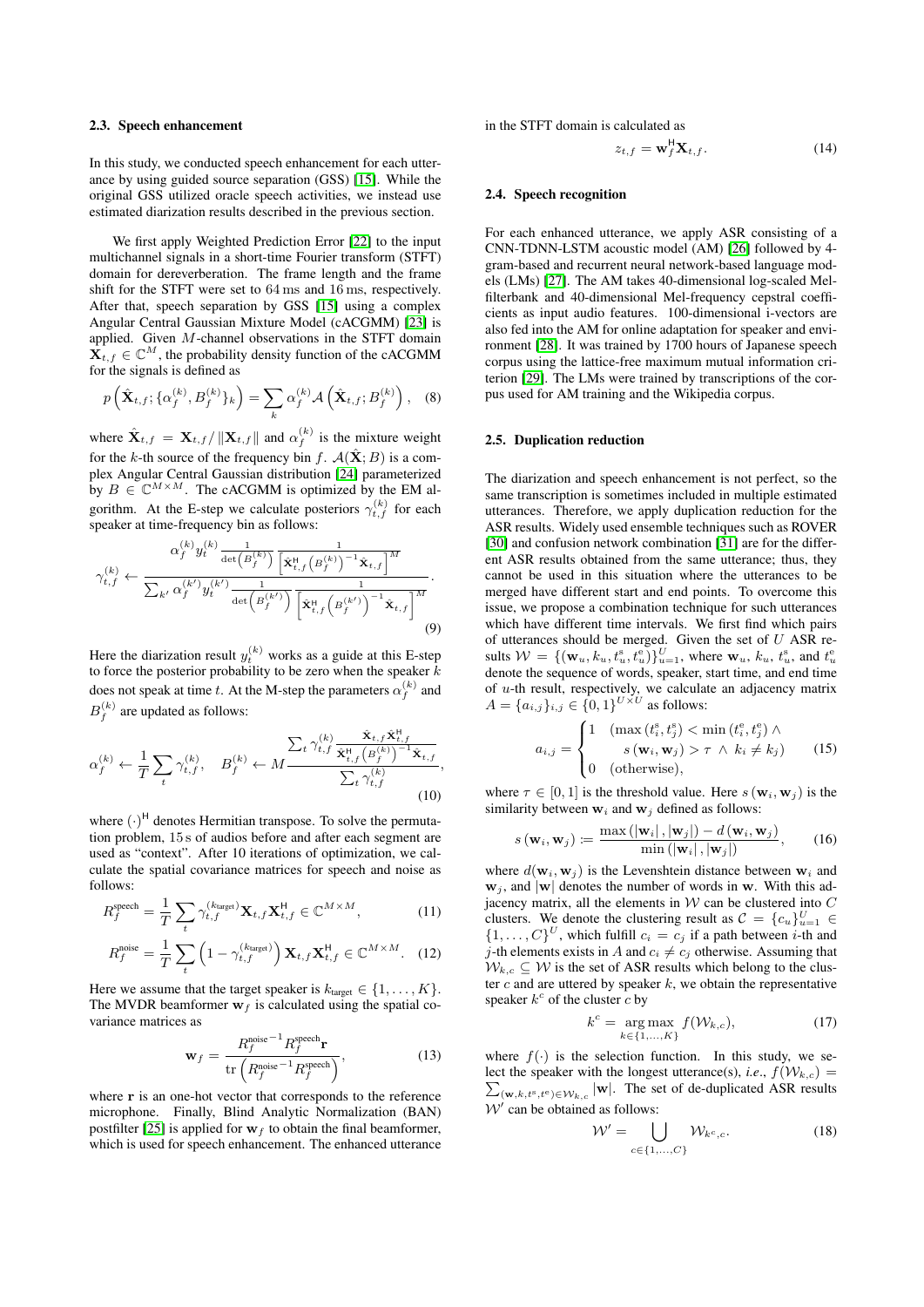### 2.3. Speech enhancement

In this study, we conducted speech enhancement for each utterance by using guided source separation (GSS) [15]. While the original GSS utilized oracle speech activities, we instead use estimated diarization results described in the previous section.

We first apply Weighted Prediction Error [22] to the input multichannel signals in a short-time Fourier transform (STFT) domain for dereverberation. The frame length and the frame shift for the STFT were set to 64 ms and 16 ms, respectively. After that, speech separation by GSS [15] using a complex Angular Central Gaussian Mixture Model (cACGMM) [23] is applied. Given $M$-channel observations in the STFT domain $\mathbf{X}_{t,f} \in \mathbb{C}^M$, the probability density function of the cACGMM for the signals is defined as

$$p\left(\hat{\mathbf{X}}_{t,f}; \{\alpha_f^{(k)}, B_f^{(k)}\}_k\right) = \sum_k \alpha_f^{(k)} \mathcal{A}\left(\hat{\mathbf{X}}_{t,f}; B_f^{(k)}\right), \quad (8)$$

where $\hat{\mathbf{X}}_{t,f} = \mathbf{X}_{t,f} / \|\mathbf{X}_{t,f}\|$ and $\alpha_f^{(k)}$ is the mixture weight for the $k$-th source of the frequency bin $f$. $\mathcal{A}(\hat{\mathbf{X}}; B)$ is a complex Angular Central Gaussian distribution [24] parameterized by $B \in \mathbb{C}^{M \times M}$. The cACGMM is optimized by the EM algorithm. At the E-step we calculate posteriors $\gamma_{t,f}^{(k)}$ for each speaker at time-frequency bin as follows:

$$\gamma_{t,f}^{(k)} \leftarrow \frac{\alpha_f^{(k)} y_t^{(k)} \frac{1}{\det\left(B_f^{(k)}\right)} \frac{1}{\left[\hat{\mathbf{X}}_{t,f}^{\mathsf{H}} \left(B_f^{(k)}\right)^{-1} \hat{\mathbf{X}}_{t,f}\right]^M}}{\sum_{k'} \alpha_f^{(k')} y_t^{(k')} \frac{1}{\det\left(B_f^{(k')}\right)} \frac{1}{\left[\hat{\mathbf{X}}_{t,f}^{\mathsf{H}} \left(B_f^{(k')}\right)^{-1} \hat{\mathbf{X}}_{t,f}\right]^M}}. \quad (9)$$

Here the diarization result $y_t^{(k)}$ works as a guide at this E-step to force the posterior probability to be zero when the speaker $k$ does not speak at time $t$. At the M-step the parameters $\alpha_f^{(k)}$ and $B_f^{(k)}$ are updated as follows:

$$\alpha_f^{(k)} \leftarrow \frac{1}{T} \sum_t \gamma_{t,f}^{(k)}, \quad B_f^{(k)} \leftarrow M \frac{\sum_t \gamma_{t,f}^{(k)} \frac{\hat{\mathbf{X}}_{t,f} \hat{\mathbf{X}}_{t,f}^{\mathsf{H}}}{\hat{\mathbf{X}}_{t,f}^{\mathsf{H}} \left(B_f^{(k)}\right)^{-1} \hat{\mathbf{X}}_{t,f}}}{\sum_t \gamma_{t,f}^{(k)}}, \quad (10)$$

where $(\cdot)^{\mathsf{H}}$ denotes Hermitian transpose. To solve the permutation problem, 15 s of audios before and after each segment are used as "context". After 10 iterations of optimization, we calculate the spatial covariance matrices for speech and noise as follows:

$$R_f^{\text{speech}} = \frac{1}{T} \sum_t \gamma_{t,f}^{(k_{\text{target}})} \mathbf{X}_{t,f} \mathbf{X}_{t,f}^{\mathsf{H}} \in \mathbb{C}^{M \times M}, \quad (11)$$

$$R_f^{\text{noise}} = \frac{1}{T} \sum_t \left(1 - \gamma_{t,f}^{(k_{\text{target}})}\right) \mathbf{X}_{t,f} \mathbf{X}_{t,f}^{\mathsf{H}} \in \mathbb{C}^{M \times M}. \quad (12)$$

Here we assume that the target speaker is $k_{\text{target}} \in \{1, \dots, K\}$. The MVDR beamformer $\mathbf{w}_f$ is calculated using the spatial covariance matrices as

$$\mathbf{w}_f = \frac{{R_f^{\text{noise}}}^{-1} R_f^{\text{speech}} \mathbf{r}}{\operatorname{tr}\left({R_f^{\text{noise}}}^{-1} R_f^{\text{speech}}\right)}, \quad (13)$$

where $\mathbf{r}$ is an one-hot vector that corresponds to the reference microphone. Finally, Blind Analytic Normalization (BAN) postfilter [25] is applied for $\mathbf{w}_f$ to obtain the final beamformer, which is used for speech enhancement. The enhanced utterance in the STFT domain is calculated as

$$z_{t,f} = \mathbf{w}_f^{\mathsf{H}} \mathbf{X}_{t,f}. \quad (14)$$

### 2.4. Speech recognition

For each enhanced utterance, we apply ASR consisting of a CNN-TDNN-LSTM acoustic model (AM) [26] followed by 4-gram-based and recurrent neural network-based language models (LMs) [27]. The AM takes 40-dimensional log-scaled Mel-filterbank and 40-dimensional Mel-frequency cepstral coefficients as input audio features. 100-dimensional i-vectors are also fed into the AM for online adaptation for speaker and environment [28]. It was trained by 1700 hours of Japanese speech corpus using the lattice-free maximum mutual information criterion [29]. The LMs were trained by transcriptions of the corpus used for AM training and the Wikipedia corpus.

### 2.5. Duplication reduction

The diarization and speech enhancement is not perfect, so the same transcription is sometimes included in multiple estimated utterances. Therefore, we apply duplication reduction for the ASR results. Widely used ensemble techniques such as ROVER [30] and confusion network combination [31] are for the different ASR results obtained from the same utterance; thus, they cannot be used in this situation where the utterances to be merged have different start and end points. To overcome this issue, we propose a combination technique for such utterances which have different time intervals. We first find which pairs of utterances should be merged. Given the set of $U$ ASR results $\mathcal{W} = \{(\mathbf{w}_u, k_u, t_u^{\text{s}}, t_u^{\text{e}})\}_{u=1}^U$, where $\mathbf{w}_u$, $k_u$, $t_u^{\text{s}}$, and $t_u^{\text{e}}$ denote the sequence of words, speaker, start time, and end time of $u$-th result, respectively, we calculate an adjacency matrix $A = \{a_{i,j}\}_{i,j} \in \{0, 1\}^{U \times U}$ as follows:

$$a_{i,j} = \begin{cases} 1 & (\max(t_i^{\text{s}}, t_j^{\text{s}}) < \min(t_i^{\text{e}}, t_j^{\text{e}}) \wedge \\ & \quad s(\mathbf{w}_i, \mathbf{w}_j) > \tau \wedge k_i \neq k_j) \\ 0 & (\text{otherwise}), \end{cases} \quad (15)$$

where $\tau \in [0, 1]$ is the threshold value. Here $s(\mathbf{w}_i, \mathbf{w}_j)$ is the similarity between $\mathbf{w}_i$ and $\mathbf{w}_j$ defined as follows:

$$s(\mathbf{w}_i, \mathbf{w}_j) := \frac{\max(|\mathbf{w}_i|, |\mathbf{w}_j|) - d(\mathbf{w}_i, \mathbf{w}_j)}{\min(|\mathbf{w}_i|, |\mathbf{w}_j|)}, \quad (16)$$

where $d(\mathbf{w}_i, \mathbf{w}_j)$ is the Levenshtein distance between $\mathbf{w}_i$ and $\mathbf{w}_j$, and $|\mathbf{w}|$ denotes the number of words in $\mathbf{w}$. With this adjacency matrix, all the elements in $\mathcal{W}$ can be clustered into $C$ clusters. We denote the clustering result as $\mathcal{C} = \{c_u\}_{u=1}^U \in \{1, \dots, C\}^U$, which fulfill $c_i = c_j$ if a path between $i$-th and $j$-th elements exists in $A$ and $c_i \neq c_j$ otherwise. Assuming that $\mathcal{W}_{k,c} \subseteq \mathcal{W}$ is the set of ASR results which belong to the cluster $c$ and are uttered by speaker $k$, we obtain the representative speaker $k^c$ of the cluster $c$ by

$$k^c = \underset{k \in \{1, \dots, K\}}{\arg\max} f(\mathcal{W}_{k,c}), \quad (17)$$

where $f(\cdot)$ is the selection function. In this study, we select the speaker with the longest utterance(s), *i.e.*, $f(\mathcal{W}_{k,c}) = \sum_{(\mathbf{w}, k, t^{\text{s}}, t^{\text{e}}) \in \mathcal{W}_{k,c}} |\mathbf{w}|$. The set of de-duplicated ASR results $\mathcal{W}'$ can be obtained as follows:

$$\mathcal{W}' = \bigcup_{c \in \{1, \dots, C\}} \mathcal{W}_{k^c, c}. \quad (18)$$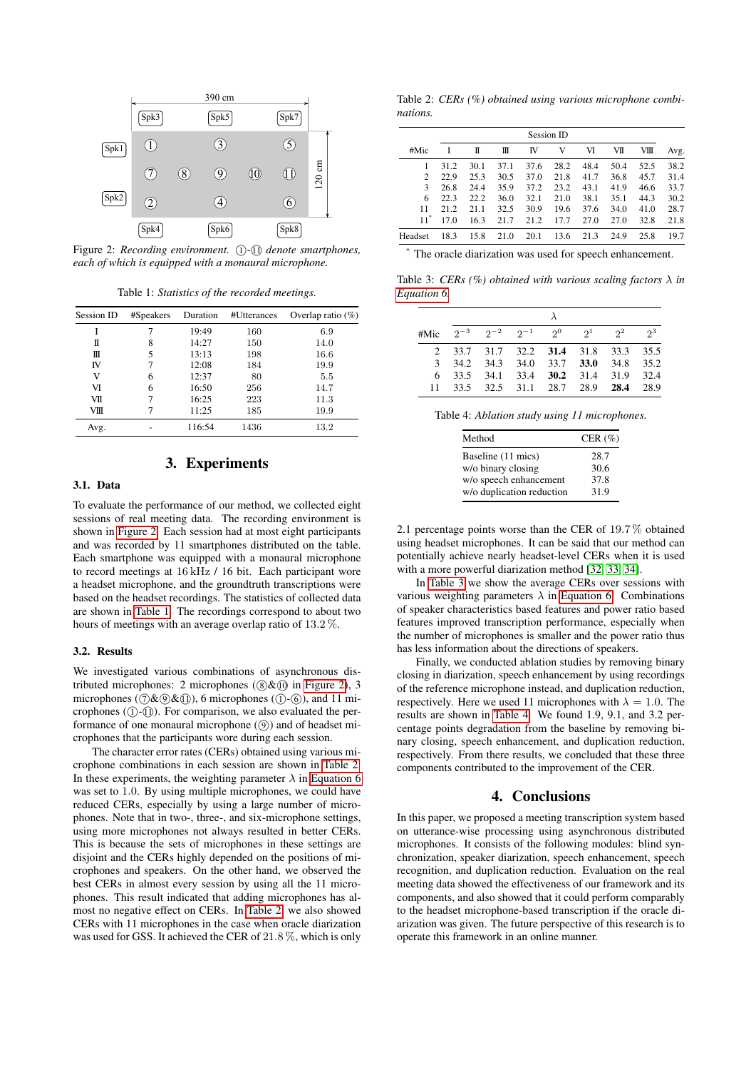Figure 2: *Recording environment.* ①-⑪ *denote smartphones, each of which is equipped with a monaural microphone.*

Table 1: *Statistics of the recorded meetings.*

| Session ID | #Speakers | Duration | #Utterances | Overlap ratio (%) |
|---|---|---|---|---|
| I | 7 | 19:49 | 160 | 6.9 |
| II | 8 | 14:27 | 150 | 14.0 |
| III | 5 | 13:13 | 198 | 16.6 |
| IV | 7 | 12:08 | 184 | 19.9 |
| V | 6 | 12:37 | 80 | 5.5 |
| VI | 6 | 16:50 | 256 | 14.7 |
| VII | 7 | 16:25 | 223 | 11.3 |
| VIII | 7 | 11:25 | 185 | 19.9 |
| Avg. | - | 116:54 | 1436 | 13.2 |

# 3. Experiments

## 3.1. Data

To evaluate the performance of our method, we collected eight sessions of real meeting data. The recording environment is shown in Figure 2. Each session had at most eight participants and was recorded by 11 smartphones distributed on the table. Each smartphone was equipped with a monaural microphone to record meetings at 16 kHz / 16 bit. Each participant wore a headset microphone, and the groundtruth transcriptions were based on the headset recordings. The statistics of collected data are shown in Table 1. The recordings correspond to about two hours of meetings with an average overlap ratio of 13.2 %.

## 3.2. Results

We investigated various combinations of asynchronous distributed microphones: 2 microphones (⑧&⑩ in Figure 2), 3 microphones (⑦&⑨&⑪), 6 microphones (①-⑥), and 11 microphones (①-⑪). For comparison, we also evaluated the performance of one monaural microphone (⑨) and of headset microphones that the participants wore during each session.

The character error rates (CERs) obtained using various microphone combinations in each session are shown in Table 2. In these experiments, the weighting parameter $\lambda$ in Equation 6 was set to 1.0. By using multiple microphones, we could have reduced CERs, especially by using a large number of microphones. Note that in two-, three-, and six-microphone settings, using more microphones not always resulted in better CERs. This is because the sets of microphones in these settings are disjoint and the CERs highly depended on the positions of microphones and speakers. On the other hand, we observed the best CERs in almost every session by using all the 11 microphones. This result indicated that adding microphones has almost no negative effect on CERs. In Table 2, we also showed CERs with 11 microphones in the case when oracle diarization was used for GSS. It achieved the CER of 21.8 %, which is only 2.1 percentage points worse than the CER of 19.7 % obtained using headset microphones. It can be said that our method can potentially achieve nearly headset-level CERs when it is used with a more powerful diarization method [32, 33, 34].

Table 2: *CERs (%) obtained using various microphone combinations.*

| #Mic | Session ID I | II | III | IV | V | VI | VII | VIII | Avg. |
|---|---|---|---|---|---|---|---|---|---|
| 1 | 31.2 | 30.1 | 37.1 | 37.6 | 28.2 | 48.4 | 50.4 | 52.5 | 38.2 |
| 2 | 22.9 | 25.3 | 30.5 | 37.0 | 21.8 | 41.7 | 36.8 | 45.7 | 31.4 |
| 3 | 26.8 | 24.4 | 35.9 | 37.2 | 23.2 | 43.1 | 41.9 | 46.6 | 33.7 |
| 6 | 22.3 | 22.2 | 36.0 | 32.1 | 21.0 | 38.1 | 35.1 | 44.3 | 30.2 |
| 11 | 21.2 | 21.1 | 32.5 | 30.9 | 19.6 | 37.6 | 34.0 | 41.0 | 28.7 |
| 11* | 17.0 | 16.3 | 21.7 | 21.2 | 17.7 | 27.0 | 27.0 | 32.8 | 21.8 |
| Headset | 18.3 | 15.8 | 21.0 | 20.1 | 13.6 | 21.3 | 24.9 | 25.8 | 19.7 |

\* The oracle diarization was used for speech enhancement.

Table 3: *CERs (%) obtained with various scaling factors* $\lambda$ *in Equation 6.*

| #Mic | $\lambda$ = $2^{-3}$ | $2^{-2}$ | $2^{-1}$ | $2^{0}$ | $2^{1}$ | $2^{2}$ | $2^{3}$ |
|---|---|---|---|---|---|---|---|
| 2 | 33.7 | 31.7 | 32.2 | **31.4** | 31.8 | 33.3 | 35.5 |
| 3 | 34.2 | 34.3 | 34.0 | 33.7 | **33.0** | 34.8 | 35.2 |
| 6 | 33.5 | 34.1 | 33.4 | **30.2** | 31.4 | 31.9 | 32.4 |
| 11 | 33.5 | 32.5 | 31.1 | 28.7 | 28.9 | **28.4** | 28.9 |

Table 4: *Ablation study using 11 microphones.*

| Method | CER (%) |
|---|---|
| Baseline (11 mics) | 28.7 |
| w/o binary closing | 30.6 |
| w/o speech enhancement | 37.8 |
| w/o duplication reduction | 31.9 |

In Table 3 we show the average CERs over sessions with various weighting parameters $\lambda$ in Equation 6. Combinations of speaker characteristics based features and power ratio based features improved transcription performance, especially when the number of microphones is smaller and the power ratio thus has less information about the directions of speakers.

Finally, we conducted ablation studies by removing binary closing in diarization, speech enhancement by using recordings of the reference microphone instead, and duplication reduction, respectively. Here we used 11 microphones with $\lambda = 1.0$. The results are shown in Table 4. We found 1.9, 9.1, and 3.2 percentage points degradation from the baseline by removing binary closing, speech enhancement, and duplication reduction, respectively. From there results, we concluded that these three components contributed to the improvement of the CER.

# 4. Conclusions

In this paper, we proposed a meeting transcription system based on utterance-wise processing using asynchronous distributed microphones. It consists of the following modules: blind synchronization, speaker diarization, speech enhancement, speech recognition, and duplication reduction. Evaluation on the real meeting data showed the effectiveness of our framework and its components, and also showed that it could perform comparably to the headset microphone-based transcription if the oracle diarization was given. The future perspective of this research is to operate this framework in an online manner.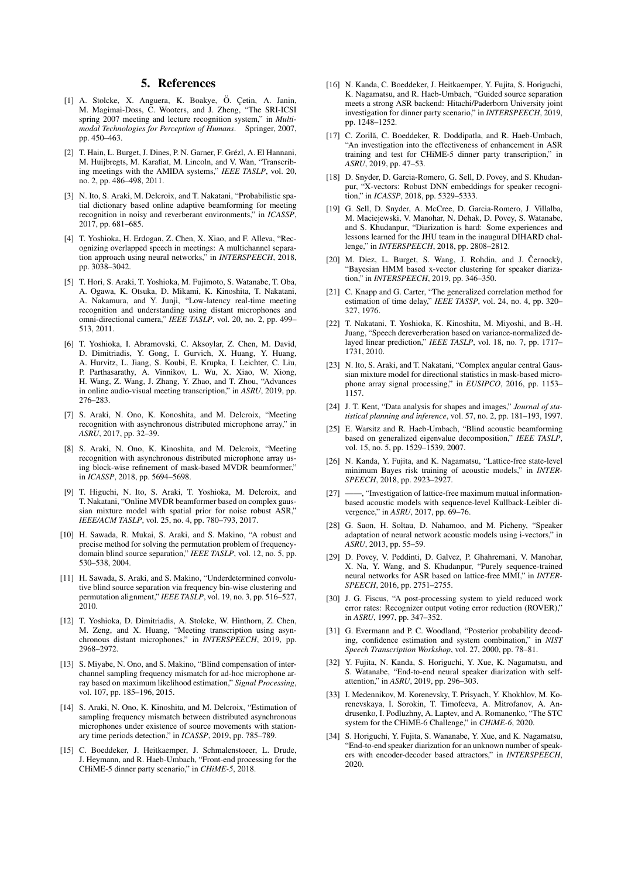## 5. References

[1] A. Stolcke, X. Anguera, K. Boakye, Ö. Çetin, A. Janin, M. Magimai-Doss, C. Wooters, and J. Zheng, "The SRI-ICSI spring 2007 meeting and lecture recognition system," in *Multimodal Technologies for Perception of Humans*. Springer, 2007, pp. 450–463.

[2] T. Hain, L. Burget, J. Dines, P. N. Garner, F. Grézl, A. El Hannani, M. Huijbregts, M. Karafiat, M. Lincoln, and V. Wan, "Transcribing meetings with the AMIDA systems," *IEEE TASLP*, vol. 20, no. 2, pp. 486–498, 2011.

[3] N. Ito, S. Araki, M. Delcroix, and T. Nakatani, "Probabilistic spatial dictionary based online adaptive beamforming for meeting recognition in noisy and reverberant environments," in *ICASSP*, 2017, pp. 681–685.

[4] T. Yoshioka, H. Erdogan, Z. Chen, X. Xiao, and F. Alleva, "Recognizing overlapped speech in meetings: A multichannel separation approach using neural networks," in *INTERSPEECH*, 2018, pp. 3038–3042.

[5] T. Hori, S. Araki, T. Yoshioka, M. Fujimoto, S. Watanabe, T. Oba, A. Ogawa, K. Otsuka, D. Mikami, K. Kinoshita, T. Nakatani, A. Nakamura, and Y. Junji, "Low-latency real-time meeting recognition and understanding using distant microphones and omni-directional camera," *IEEE TASLP*, vol. 20, no. 2, pp. 499–513, 2011.

[6] T. Yoshioka, I. Abramovski, C. Aksoylar, Z. Chen, M. David, D. Dimitriadis, Y. Gong, I. Gurvich, X. Huang, Y. Huang, A. Hurvitz, L. Jiang, S. Koubi, E. Krupka, I. Leichter, C. Liu, P. Parthasarathy, A. Vinnikov, L. Wu, X. Xiao, W. Xiong, H. Wang, Z. Wang, J. Zhang, Y. Zhao, and T. Zhou, "Advances in online audio-visual meeting transcription," in *ASRU*, 2019, pp. 276–283.

[7] S. Araki, N. Ono, K. Konoshita, and M. Delcroix, "Meeting recognition with asynchronous distributed microphone array," in *ASRU*, 2017, pp. 32–39.

[8] S. Araki, N. Ono, K. Kinoshita, and M. Delcroix, "Meeting recognition with asynchronous distributed microphone array using block-wise refinement of mask-based MVDR beamformer," in *ICASSP*, 2018, pp. 5694–5698.

[9] T. Higuchi, N. Ito, S. Araki, T. Yoshioka, M. Delcroix, and T. Nakatani, "Online MVDR beamformer based on complex gaussian mixture model with spatial prior for noise robust ASR," *IEEE/ACM TASLP*, vol. 25, no. 4, pp. 780–793, 2017.

[10] H. Sawada, R. Mukai, S. Araki, and S. Makino, "A robust and precise method for solving the permutation problem of frequency-domain blind source separation," *IEEE TASLP*, vol. 12, no. 5, pp. 530–538, 2004.

[11] H. Sawada, S. Araki, and S. Makino, "Underdetermined convolutive blind source separation via frequency bin-wise clustering and permutation alignment," *IEEE TASLP*, vol. 19, no. 3, pp. 516–527, 2010.

[12] T. Yoshioka, D. Dimitriadis, A. Stolcke, W. Hinthorn, Z. Chen, M. Zeng, and X. Huang, "Meeting transcription using asynchronous distant microphones," in *INTERSPEECH*, 2019, pp. 2968–2972.

[13] S. Miyabe, N. Ono, and S. Makino, "Blind compensation of interchannel sampling frequency mismatch for ad-hoc microphone array based on maximum likelihood estimation," *Signal Processing*, vol. 107, pp. 185–196, 2015.

[14] S. Araki, N. Ono, K. Kinoshita, and M. Delcroix, "Estimation of sampling frequency mismatch between distributed asynchronous microphones under existence of source movements with stationary time periods detection," in *ICASSP*, 2019, pp. 785–789.

[15] C. Boeddeker, J. Heitkaemper, J. Schmalenstoeer, L. Drude, J. Heymann, and R. Haeb-Umbach, "Front-end processing for the CHiME-5 dinner party scenario," in *CHiME-5*, 2018.

[16] N. Kanda, C. Boeddeker, J. Heitkaemper, Y. Fujita, S. Horiguchi, K. Nagamatsu, and R. Haeb-Umbach, "Guided source separation meets a strong ASR backend: Hitachi/Paderborn University joint investigation for dinner party scenario," in *INTERSPEECH*, 2019, pp. 1248–1252.

[17] C. Zorilă, C. Boeddeker, R. Doddipatla, and R. Haeb-Umbach, "An investigation into the effectiveness of enhancement in ASR training and test for CHiME-5 dinner party transcription," in *ASRU*, 2019, pp. 47–53.

[18] D. Snyder, D. Garcia-Romero, G. Sell, D. Povey, and S. Khudanpur, "X-vectors: Robust DNN embeddings for speaker recognition," in *ICASSP*, 2018, pp. 5329–5333.

[19] G. Sell, D. Snyder, A. McCree, D. Garcia-Romero, J. Villalba, M. Maciejewski, V. Manohar, N. Dehak, D. Povey, S. Watanabe, and S. Khudanpur, "Diarization is hard: Some experiences and lessons learned for the JHU team in the inaugural DIHARD challenge," in *INTERSPEECH*, 2018, pp. 2808–2812.

[20] M. Diez, L. Burget, S. Wang, J. Rohdin, and J. Černocký, "Bayesian HMM based x-vector clustering for speaker diarization," in *INTERSPEECH*, 2019, pp. 346–350.

[21] C. Knapp and G. Carter, "The generalized correlation method for estimation of time delay," *IEEE TASSP*, vol. 24, no. 4, pp. 320–327, 1976.

[22] T. Nakatani, T. Yoshioka, K. Kinoshita, M. Miyoshi, and B.-H. Juang, "Speech dereverberation based on variance-normalized delayed linear prediction," *IEEE TASLP*, vol. 18, no. 7, pp. 1717–1731, 2010.

[23] N. Ito, S. Araki, and T. Nakatani, "Complex angular central Gaussian mixture model for directional statistics in mask-based microphone array signal processing," in *EUSIPCO*, 2016, pp. 1153–1157.

[24] J. T. Kent, "Data analysis for shapes and images," *Journal of statistical planning and inference*, vol. 57, no. 2, pp. 181–193, 1997.

[25] E. Warsitz and R. Haeb-Umbach, "Blind acoustic beamforming based on generalized eigenvalue decomposition," *IEEE TASLP*, vol. 15, no. 5, pp. 1529–1539, 2007.

[26] N. Kanda, Y. Fujita, and K. Nagamatsu, "Lattice-free state-level minimum Bayes risk training of acoustic models," in *INTERSPEECH*, 2018, pp. 2923–2927.

[27] ——, "Investigation of lattice-free maximum mutual information-based acoustic models with sequence-level Kullback-Leibler divergence," in *ASRU*, 2017, pp. 69–76.

[28] G. Saon, H. Soltau, D. Nahamoo, and M. Picheny, "Speaker adaptation of neural network acoustic models using i-vectors," in *ASRU*, 2013, pp. 55–59.

[29] D. Povey, V. Peddinti, D. Galvez, P. Ghahremani, V. Manohar, X. Na, Y. Wang, and S. Khudanpur, "Purely sequence-trained neural networks for ASR based on lattice-free MMI," in *INTERSPEECH*, 2016, pp. 2751–2755.

[30] J. G. Fiscus, "A post-processing system to yield reduced work error rates: Recognizer output voting error reduction (ROVER)," in *ASRU*, 1997, pp. 347–352.

[31] G. Evermann and P. C. Woodland, "Posterior probability decoding, confidence estimation and system combination," in *NIST Speech Transcription Workshop*, vol. 27, 2000, pp. 78–81.

[32] Y. Fujita, N. Kanda, S. Horiguchi, Y. Xue, K. Nagamatsu, and S. Watanabe, "End-to-end neural speaker diarization with self-attention," in *ASRU*, 2019, pp. 296–303.

[33] I. Medennikov, M. Korenevsky, T. Prisyach, Y. Khokhlov, M. Korenevskaya, I. Sorokin, T. Timofeeva, A. Mitrofanov, A. Andrusenko, I. Podluzhny, A. Laptev, and A. Romanenko, "The STC system for the CHiME-6 Challenge," in *CHiME-6*, 2020.

[34] S. Horiguchi, Y. Fujita, S. Wananabe, Y. Xue, and K. Nagamatsu, "End-to-end speaker diarization for an unknown number of speakers with encoder-decoder based attractors," in *INTERSPEECH*, 2020.